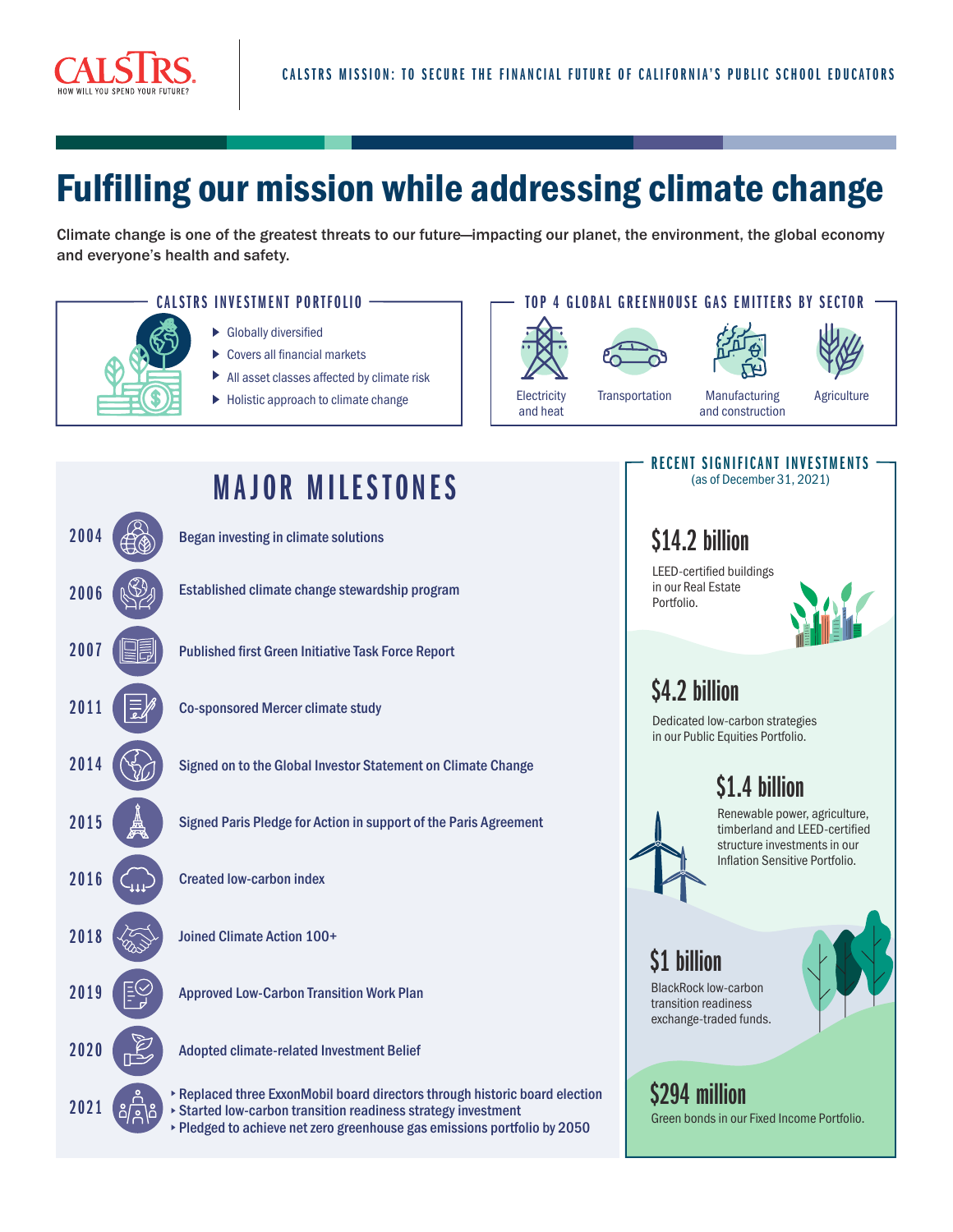CALSTRS
HOW WILL YOU SPEND YOUR FUTURE?

CALSTRS MISSION: TO SECURE THE FINANCIAL FUTURE OF CALIFORNIA'S PUBLIC SCHOOL EDUCATORS

# Fulfilling our mission while addressing climate change

**Climate change is one of the greatest threats to our future—impacting our planet, the environment, the global economy and everyone's health and safety.**

## CALSTRS INVESTMENT PORTFOLIO

- Globally diversified
- Covers all financial markets
- All asset classes affected by climate risk
- Holistic approach to climate change

## TOP 4 GLOBAL GREENHOUSE GAS EMITTERS BY SECTOR

- Electricity and heat
- Transportation
- Manufacturing and construction
- Agriculture

## MAJOR MILESTONES

| Year | Milestone |
|---|---|
| 2004 | Began investing in climate solutions |
| 2006 | Established climate change stewardship program |
| 2007 | Published first Green Initiative Task Force Report |
| 2011 | Co-sponsored Mercer climate study |
| 2014 | Signed on to the Global Investor Statement on Climate Change |
| 2015 | Signed Paris Pledge for Action in support of the Paris Agreement |
| 2016 | Created low-carbon index |
| 2018 | Joined Climate Action 100+ |
| 2019 | Approved Low-Carbon Transition Work Plan |
| 2020 | Adopted climate-related Investment Belief |
| 2021 | ‣ Replaced three ExxonMobil board directors through historic board election<br>‣ Started low-carbon transition readiness strategy investment<br>‣ Pledged to achieve net zero greenhouse gas emissions portfolio by 2050 |

## RECENT SIGNIFICANT INVESTMENTS

(as of December 31, 2021)

### $14.2 billion

LEED-certified buildings in our Real Estate Portfolio.

### $4.2 billion

Dedicated low-carbon strategies in our Public Equities Portfolio.

### $1.4 billion

Renewable power, agriculture, timberland and LEED-certified structure investments in our Inflation Sensitive Portfolio.

### $1 billion

BlackRock low-carbon transition readiness exchange-traded funds.

### $294 million

Green bonds in our Fixed Income Portfolio.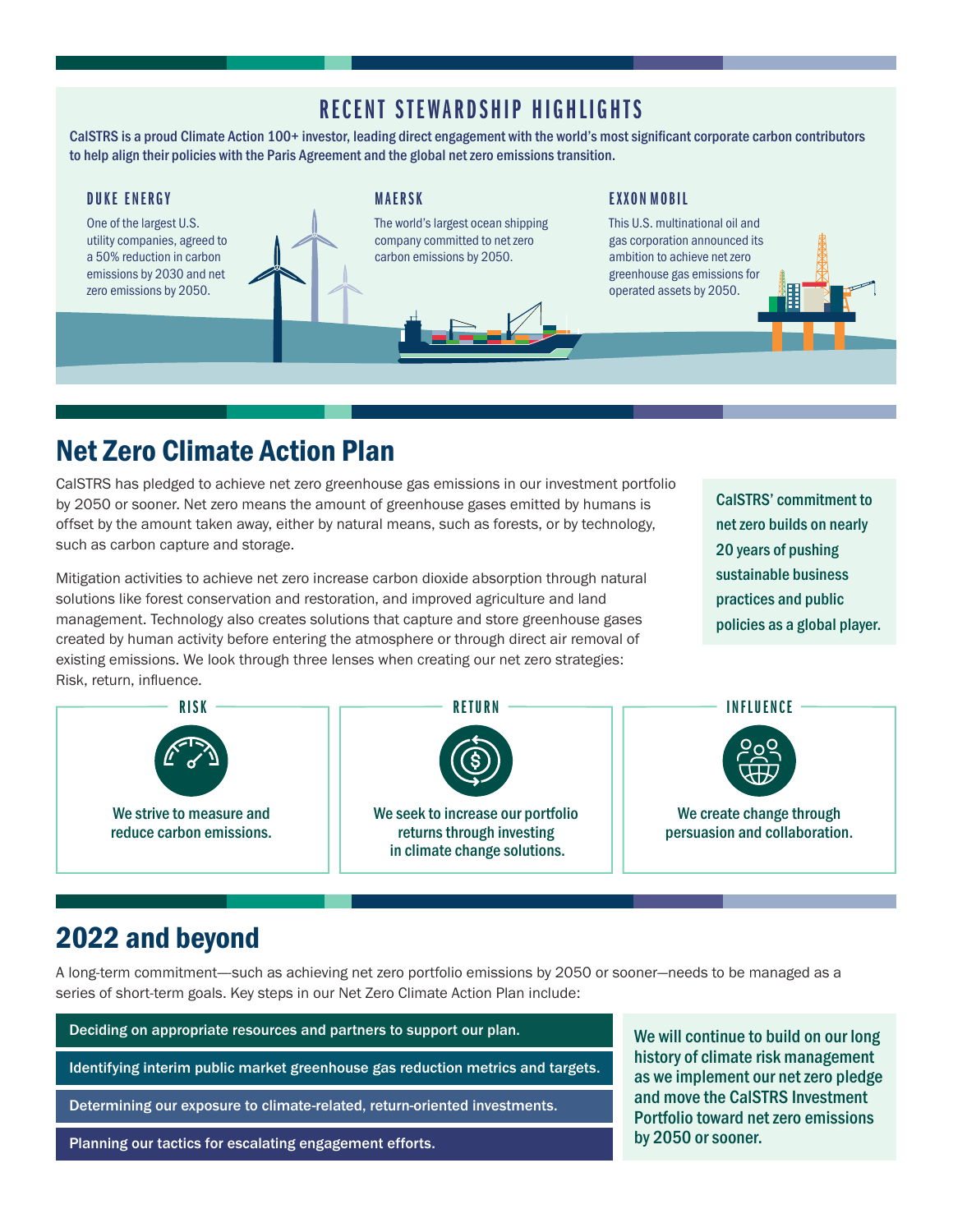## RECENT STEWARDSHIP HIGHLIGHTS

CalSTRS is a proud Climate Action 100+ investor, leading direct engagement with the world's most significant corporate carbon contributors to help align their policies with the Paris Agreement and the global net zero emissions transition.

### DUKE ENERGY

One of the largest U.S. utility companies, agreed to a 50% reduction in carbon emissions by 2030 and net zero emissions by 2050.

### MAERSK

The world's largest ocean shipping company committed to net zero carbon emissions by 2050.

### EXXON MOBIL

This U.S. multinational oil and gas corporation announced its ambition to achieve net zero greenhouse gas emissions for operated assets by 2050.

# Net Zero Climate Action Plan

CalSTRS has pledged to achieve net zero greenhouse gas emissions in our investment portfolio by 2050 or sooner. Net zero means the amount of greenhouse gases emitted by humans is offset by the amount taken away, either by natural means, such as forests, or by technology, such as carbon capture and storage.

Mitigation activities to achieve net zero increase carbon dioxide absorption through natural solutions like forest conservation and restoration, and improved agriculture and land management. Technology also creates solutions that capture and store greenhouse gases created by human activity before entering the atmosphere or through direct air removal of existing emissions. We look through three lenses when creating our net zero strategies: Risk, return, influence.

CalSTRS' commitment to net zero builds on nearly 20 years of pushing sustainable business practices and public policies as a global player.

### RISK

We strive to measure and reduce carbon emissions.

### RETURN

We seek to increase our portfolio returns through investing in climate change solutions.

### INFLUENCE

We create change through persuasion and collaboration.

# 2022 and beyond

A long-term commitment—such as achieving net zero portfolio emissions by 2050 or sooner—needs to be managed as a series of short-term goals. Key steps in our Net Zero Climate Action Plan include:

- Deciding on appropriate resources and partners to support our plan.
- Identifying interim public market greenhouse gas reduction metrics and targets.
- Determining our exposure to climate-related, return-oriented investments.
- Planning our tactics for escalating engagement efforts.

We will continue to build on our long history of climate risk management as we implement our net zero pledge and move the CalSTRS Investment Portfolio toward net zero emissions by 2050 or sooner.